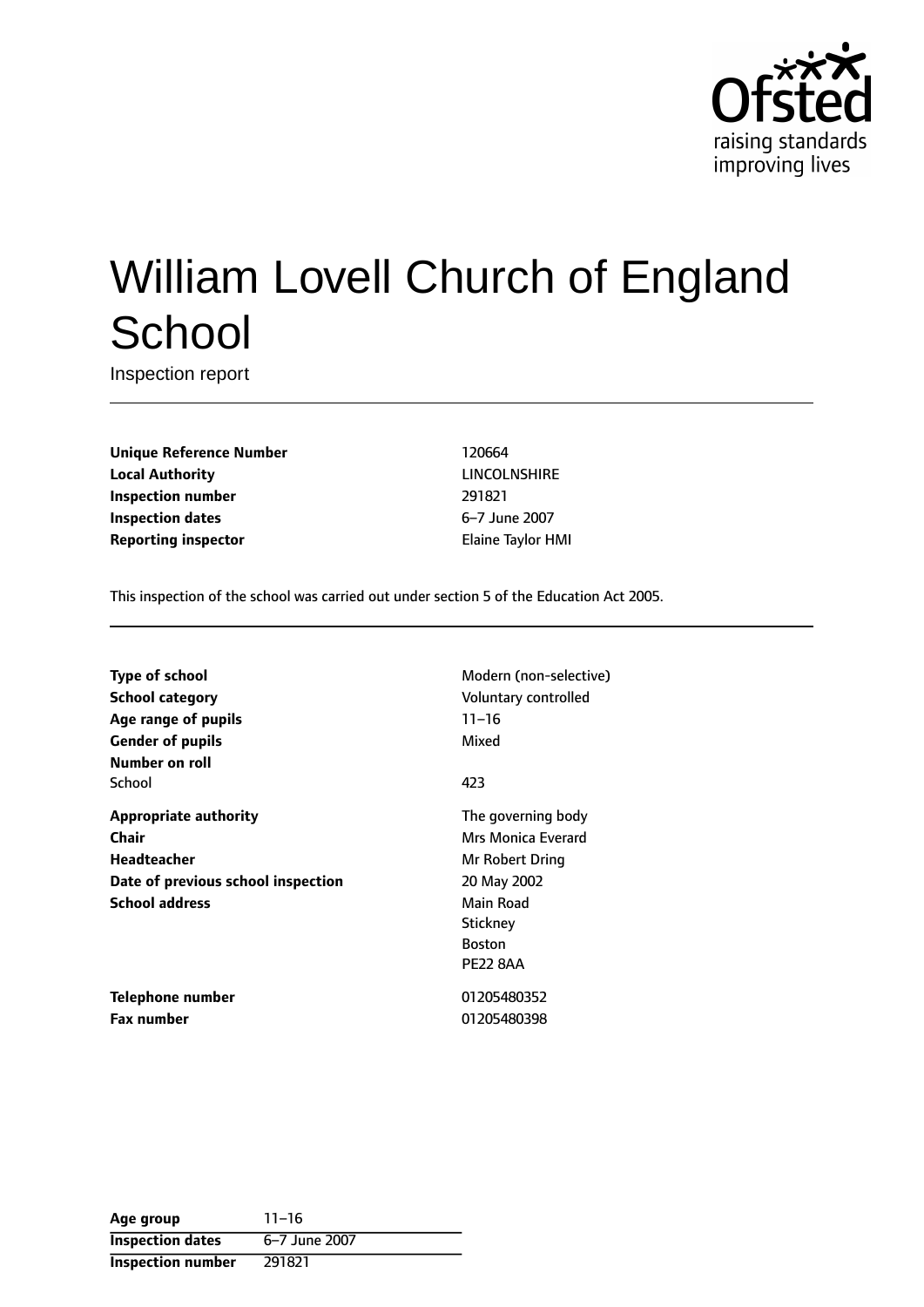# William Lovell Church of England School

Inspection report

| | |
|---|---|
| **Unique Reference Number** | 120664 |
| **Local Authority** | LINCOLNSHIRE |
| **Inspection number** | 291821 |
| **Inspection dates** | 6–7 June 2007 |
| **Reporting inspector** | Elaine Taylor HMI |

This inspection of the school was carried out under section 5 of the Education Act 2005.

| | |
|---|---|
| **Type of school** | Modern (non-selective) |
| **School category** | Voluntary controlled |
| **Age range of pupils** | 11–16 |
| **Gender of pupils** | Mixed |
| **Number on roll** | |
| School | 423 |
| **Appropriate authority** | The governing body |
| **Chair** | Mrs Monica Everard |
| **Headteacher** | Mr Robert Dring |
| **Date of previous school inspection** | 20 May 2002 |
| **School address** | Main Road<br>Stickney<br>Boston<br>PE22 8AA |
| **Telephone number** | 01205480352 |
| **Fax number** | 01205480398 |

| | |
|---|---|
| **Age group** | 11–16 |
| **Inspection dates** | 6–7 June 2007 |
| **Inspection number** | 291821 |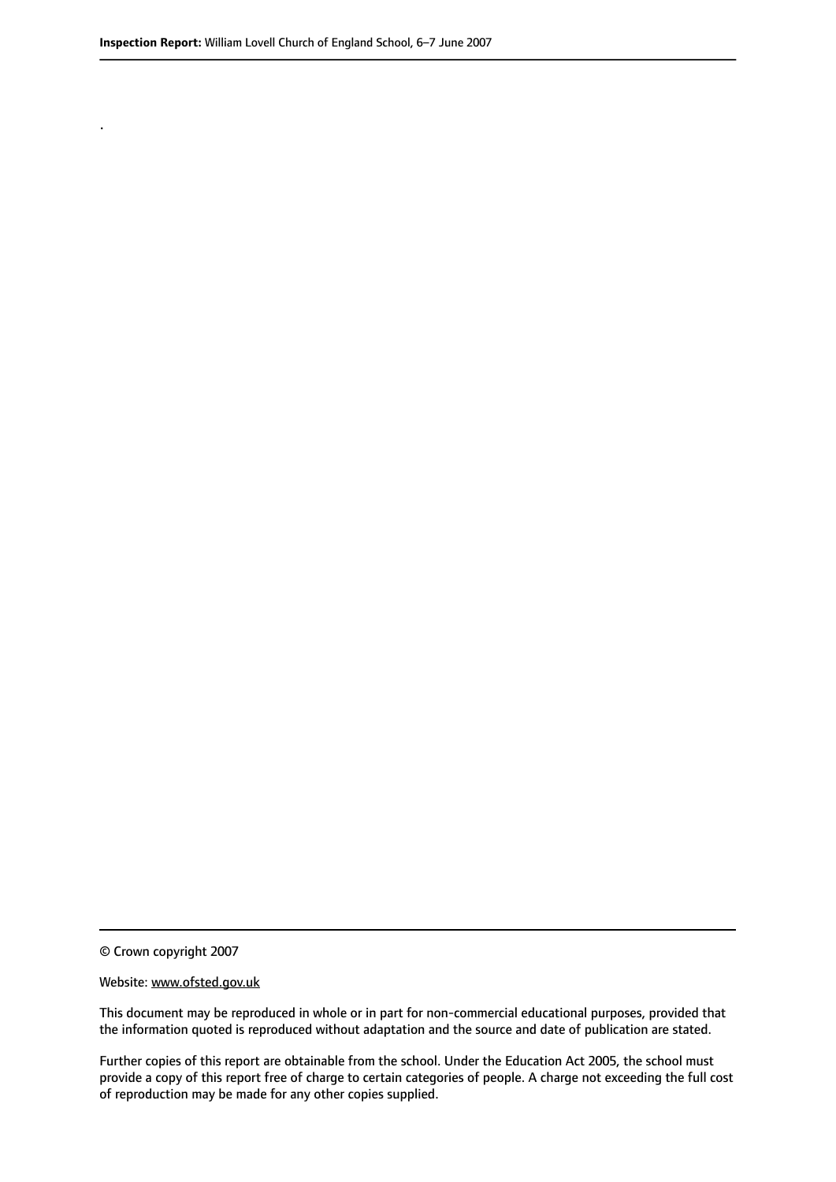.

© Crown copyright 2007

Website: www.ofsted.gov.uk

This document may be reproduced in whole or in part for non-commercial educational purposes, provided that the information quoted is reproduced without adaptation and the source and date of publication are stated.

Further copies of this report are obtainable from the school. Under the Education Act 2005, the school must provide a copy of this report free of charge to certain categories of people. A charge not exceeding the full cost of reproduction may be made for any other copies supplied.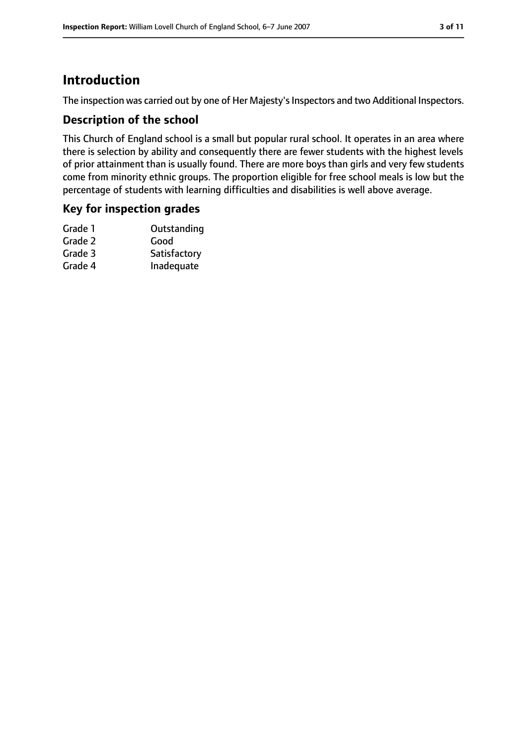# Introduction

The inspection was carried out by one of Her Majesty's Inspectors and two Additional Inspectors.

## Description of the school

This Church of England school is a small but popular rural school. It operates in an area where there is selection by ability and consequently there are fewer students with the highest levels of prior attainment than is usually found. There are more boys than girls and very few students come from minority ethnic groups. The proportion eligible for free school meals is low but the percentage of students with learning difficulties and disabilities is well above average.

## Key for inspection grades

| | |
|---|---|
| Grade 1 | Outstanding |
| Grade 2 | Good |
| Grade 3 | Satisfactory |
| Grade 4 | Inadequate |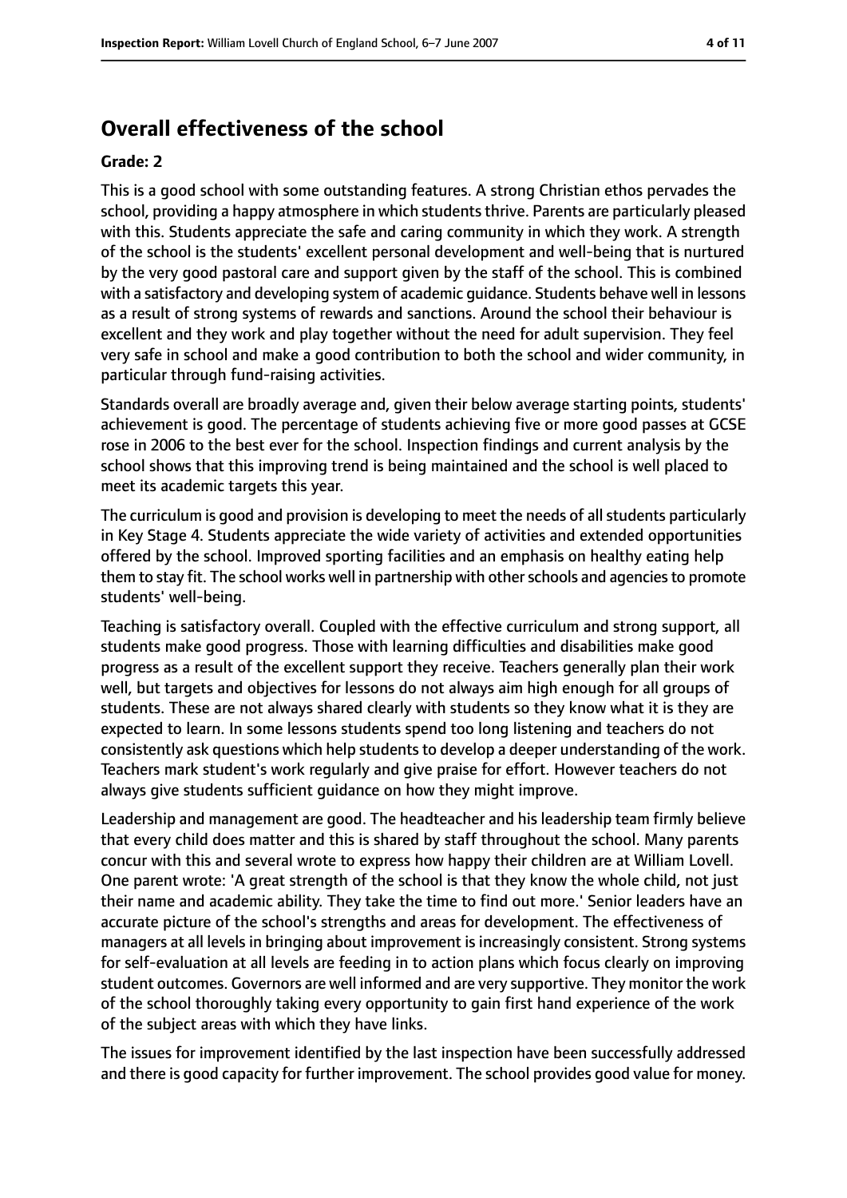## Overall effectiveness of the school

### Grade: 2

This is a good school with some outstanding features. A strong Christian ethos pervades the school, providing a happy atmosphere in which students thrive. Parents are particularly pleased with this. Students appreciate the safe and caring community in which they work. A strength of the school is the students' excellent personal development and well-being that is nurtured by the very good pastoral care and support given by the staff of the school. This is combined with a satisfactory and developing system of academic guidance. Students behave well in lessons as a result of strong systems of rewards and sanctions. Around the school their behaviour is excellent and they work and play together without the need for adult supervision. They feel very safe in school and make a good contribution to both the school and wider community, in particular through fund-raising activities.

Standards overall are broadly average and, given their below average starting points, students' achievement is good. The percentage of students achieving five or more good passes at GCSE rose in 2006 to the best ever for the school. Inspection findings and current analysis by the school shows that this improving trend is being maintained and the school is well placed to meet its academic targets this year.

The curriculum is good and provision is developing to meet the needs of all students particularly in Key Stage 4. Students appreciate the wide variety of activities and extended opportunities offered by the school. Improved sporting facilities and an emphasis on healthy eating help them to stay fit. The school works well in partnership with other schools and agencies to promote students' well-being.

Teaching is satisfactory overall. Coupled with the effective curriculum and strong support, all students make good progress. Those with learning difficulties and disabilities make good progress as a result of the excellent support they receive. Teachers generally plan their work well, but targets and objectives for lessons do not always aim high enough for all groups of students. These are not always shared clearly with students so they know what it is they are expected to learn. In some lessons students spend too long listening and teachers do not consistently ask questions which help students to develop a deeper understanding of the work. Teachers mark student's work regularly and give praise for effort. However teachers do not always give students sufficient guidance on how they might improve.

Leadership and management are good. The headteacher and his leadership team firmly believe that every child does matter and this is shared by staff throughout the school. Many parents concur with this and several wrote to express how happy their children are at William Lovell. One parent wrote: 'A great strength of the school is that they know the whole child, not just their name and academic ability. They take the time to find out more.' Senior leaders have an accurate picture of the school's strengths and areas for development. The effectiveness of managers at all levels in bringing about improvement is increasingly consistent. Strong systems for self-evaluation at all levels are feeding in to action plans which focus clearly on improving student outcomes. Governors are well informed and are very supportive. They monitor the work of the school thoroughly taking every opportunity to gain first hand experience of the work of the subject areas with which they have links.

The issues for improvement identified by the last inspection have been successfully addressed and there is good capacity for further improvement. The school provides good value for money.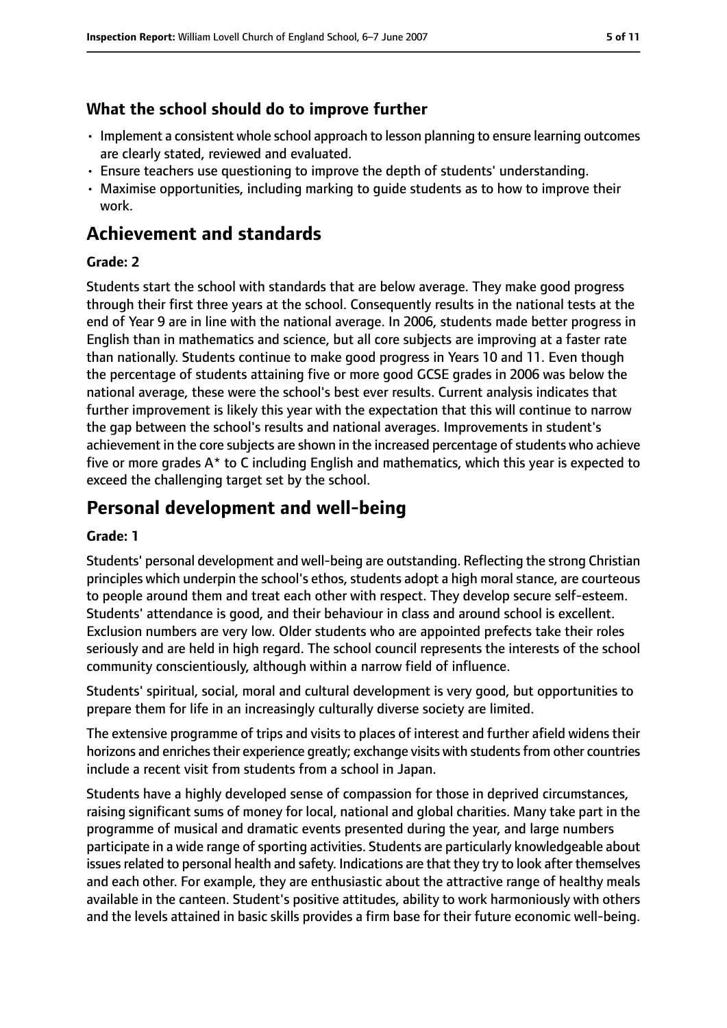### What the school should do to improve further

- Implement a consistent whole school approach to lesson planning to ensure learning outcomes are clearly stated, reviewed and evaluated.
- Ensure teachers use questioning to improve the depth of students' understanding.
- Maximise opportunities, including marking to guide students as to how to improve their work.

## Achievement and standards

**Grade: 2**

Students start the school with standards that are below average. They make good progress through their first three years at the school. Consequently results in the national tests at the end of Year 9 are in line with the national average. In 2006, students made better progress in English than in mathematics and science, but all core subjects are improving at a faster rate than nationally. Students continue to make good progress in Years 10 and 11. Even though the percentage of students attaining five or more good GCSE grades in 2006 was below the national average, these were the school's best ever results. Current analysis indicates that further improvement is likely this year with the expectation that this will continue to narrow the gap between the school's results and national averages. Improvements in student's achievement in the core subjects are shown in the increased percentage of students who achieve five or more grades A* to C including English and mathematics, which this year is expected to exceed the challenging target set by the school.

## Personal development and well-being

**Grade: 1**

Students' personal development and well-being are outstanding. Reflecting the strong Christian principles which underpin the school's ethos, students adopt a high moral stance, are courteous to people around them and treat each other with respect. They develop secure self-esteem. Students' attendance is good, and their behaviour in class and around school is excellent. Exclusion numbers are very low. Older students who are appointed prefects take their roles seriously and are held in high regard. The school council represents the interests of the school community conscientiously, although within a narrow field of influence.

Students' spiritual, social, moral and cultural development is very good, but opportunities to prepare them for life in an increasingly culturally diverse society are limited.

The extensive programme of trips and visits to places of interest and further afield widens their horizons and enriches their experience greatly; exchange visits with students from other countries include a recent visit from students from a school in Japan.

Students have a highly developed sense of compassion for those in deprived circumstances, raising significant sums of money for local, national and global charities. Many take part in the programme of musical and dramatic events presented during the year, and large numbers participate in a wide range of sporting activities. Students are particularly knowledgeable about issues related to personal health and safety. Indications are that they try to look after themselves and each other. For example, they are enthusiastic about the attractive range of healthy meals available in the canteen. Student's positive attitudes, ability to work harmoniously with others and the levels attained in basic skills provides a firm base for their future economic well-being.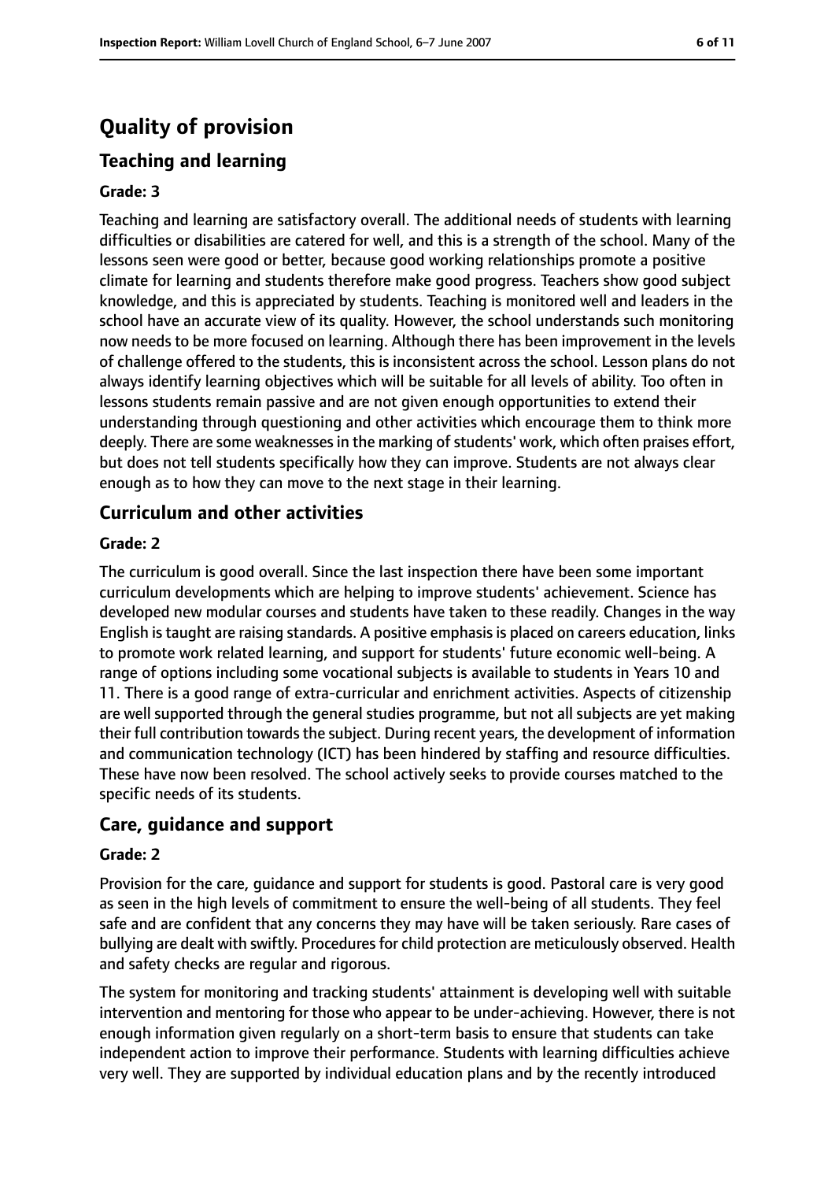# Quality of provision

## Teaching and learning

### Grade: 3

Teaching and learning are satisfactory overall. The additional needs of students with learning difficulties or disabilities are catered for well, and this is a strength of the school. Many of the lessons seen were good or better, because good working relationships promote a positive climate for learning and students therefore make good progress. Teachers show good subject knowledge, and this is appreciated by students. Teaching is monitored well and leaders in the school have an accurate view of its quality. However, the school understands such monitoring now needs to be more focused on learning. Although there has been improvement in the levels of challenge offered to the students, this is inconsistent across the school. Lesson plans do not always identify learning objectives which will be suitable for all levels of ability. Too often in lessons students remain passive and are not given enough opportunities to extend their understanding through questioning and other activities which encourage them to think more deeply. There are some weaknesses in the marking of students' work, which often praises effort, but does not tell students specifically how they can improve. Students are not always clear enough as to how they can move to the next stage in their learning.

## Curriculum and other activities

### Grade: 2

The curriculum is good overall. Since the last inspection there have been some important curriculum developments which are helping to improve students' achievement. Science has developed new modular courses and students have taken to these readily. Changes in the way English is taught are raising standards. A positive emphasis is placed on careers education, links to promote work related learning, and support for students' future economic well-being. A range of options including some vocational subjects is available to students in Years 10 and 11. There is a good range of extra-curricular and enrichment activities. Aspects of citizenship are well supported through the general studies programme, but not all subjects are yet making their full contribution towards the subject. During recent years, the development of information and communication technology (ICT) has been hindered by staffing and resource difficulties. These have now been resolved. The school actively seeks to provide courses matched to the specific needs of its students.

## Care, guidance and support

### Grade: 2

Provision for the care, guidance and support for students is good. Pastoral care is very good as seen in the high levels of commitment to ensure the well-being of all students. They feel safe and are confident that any concerns they may have will be taken seriously. Rare cases of bullying are dealt with swiftly. Procedures for child protection are meticulously observed. Health and safety checks are regular and rigorous.

The system for monitoring and tracking students' attainment is developing well with suitable intervention and mentoring for those who appear to be under-achieving. However, there is not enough information given regularly on a short-term basis to ensure that students can take independent action to improve their performance. Students with learning difficulties achieve very well. They are supported by individual education plans and by the recently introduced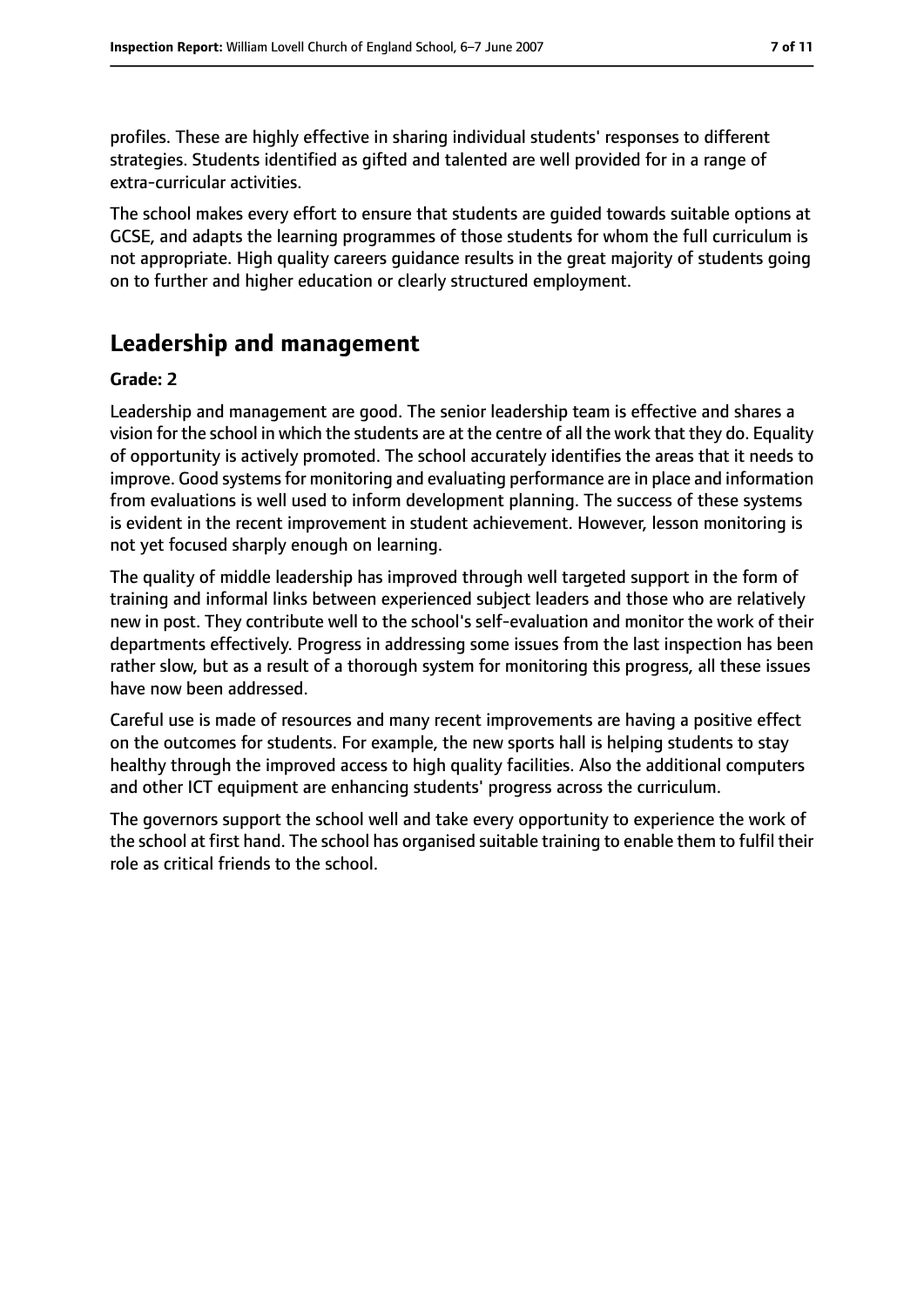profiles. These are highly effective in sharing individual students' responses to different strategies. Students identified as gifted and talented are well provided for in a range of extra-curricular activities.

The school makes every effort to ensure that students are guided towards suitable options at GCSE, and adapts the learning programmes of those students for whom the full curriculum is not appropriate. High quality careers guidance results in the great majority of students going on to further and higher education or clearly structured employment.

## Leadership and management

**Grade: 2**

Leadership and management are good. The senior leadership team is effective and shares a vision for the school in which the students are at the centre of all the work that they do. Equality of opportunity is actively promoted. The school accurately identifies the areas that it needs to improve. Good systems for monitoring and evaluating performance are in place and information from evaluations is well used to inform development planning. The success of these systems is evident in the recent improvement in student achievement. However, lesson monitoring is not yet focused sharply enough on learning.

The quality of middle leadership has improved through well targeted support in the form of training and informal links between experienced subject leaders and those who are relatively new in post. They contribute well to the school's self-evaluation and monitor the work of their departments effectively. Progress in addressing some issues from the last inspection has been rather slow, but as a result of a thorough system for monitoring this progress, all these issues have now been addressed.

Careful use is made of resources and many recent improvements are having a positive effect on the outcomes for students. For example, the new sports hall is helping students to stay healthy through the improved access to high quality facilities. Also the additional computers and other ICT equipment are enhancing students' progress across the curriculum.

The governors support the school well and take every opportunity to experience the work of the school at first hand. The school has organised suitable training to enable them to fulfil their role as critical friends to the school.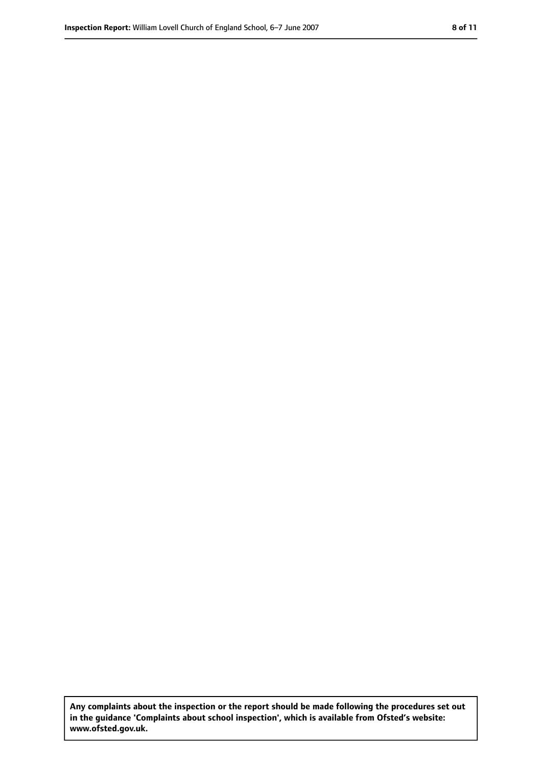**Any complaints about the inspection or the report should be made following the procedures set out in the guidance 'Complaints about school inspection', which is available from Ofsted's website: www.ofsted.gov.uk.**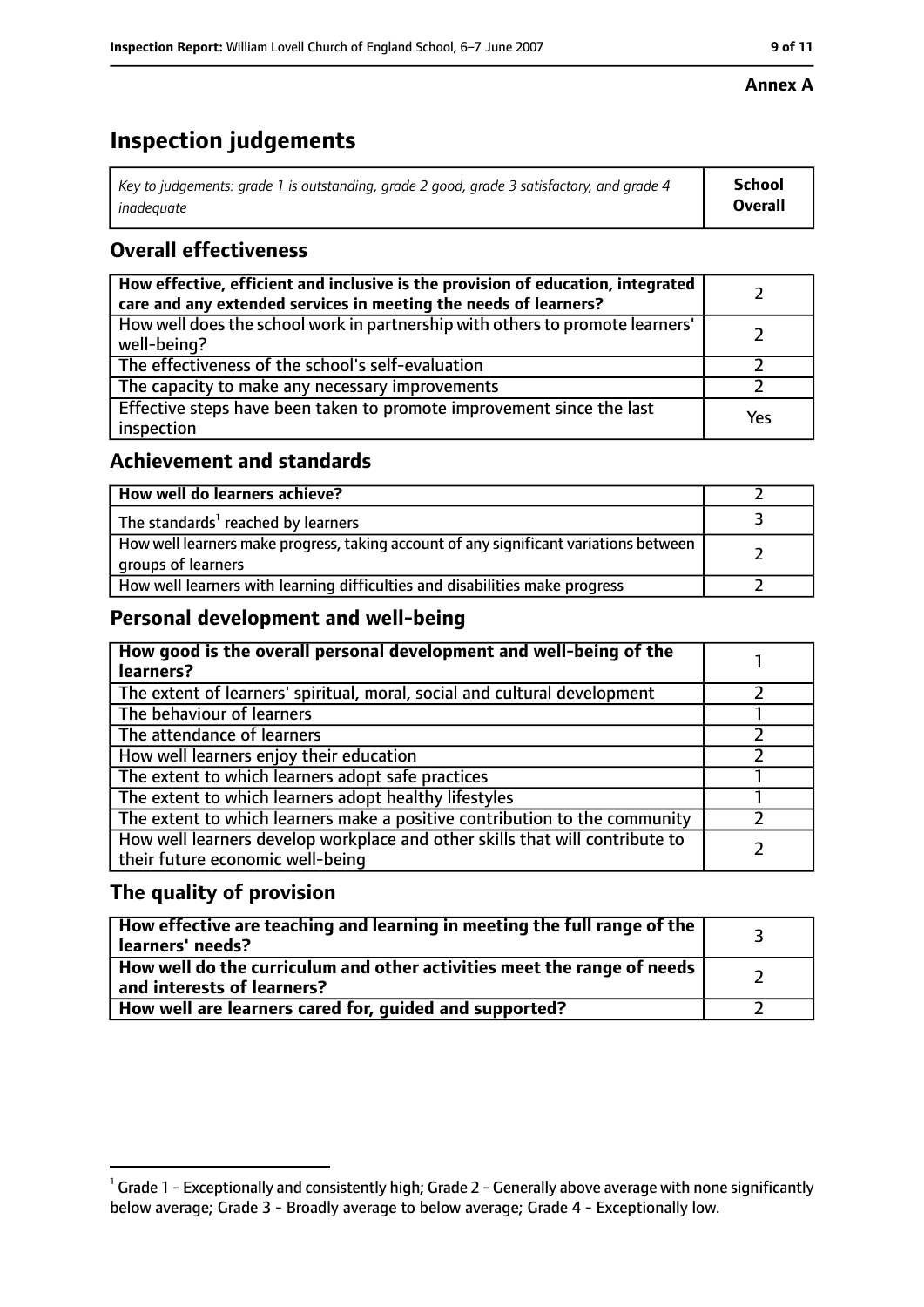**Annex A**

# Inspection judgements

| *Key to judgements: grade 1 is outstanding, grade 2 good, grade 3 satisfactory, and grade 4 inadequate* | **School Overall** |
|---|---|

## Overall effectiveness

| | |
|---|---|
| **How effective, efficient and inclusive is the provision of education, integrated care and any extended services in meeting the needs of learners?** | 2 |
| How well does the school work in partnership with others to promote learners' well-being? | 2 |
| The effectiveness of the school's self-evaluation | 2 |
| The capacity to make any necessary improvements | 2 |
| Effective steps have been taken to promote improvement since the last inspection | Yes |

## Achievement and standards

| | |
|---|---|
| **How well do learners achieve?** | 2 |
| The standards[1] reached by learners | 3 |
| How well learners make progress, taking account of any significant variations between groups of learners | 2 |
| How well learners with learning difficulties and disabilities make progress | 2 |

## Personal development and well-being

| | |
|---|---|
| **How good is the overall personal development and well-being of the learners?** | 1 |
| The extent of learners' spiritual, moral, social and cultural development | 2 |
| The behaviour of learners | 1 |
| The attendance of learners | 2 |
| How well learners enjoy their education | 2 |
| The extent to which learners adopt safe practices | 1 |
| The extent to which learners adopt healthy lifestyles | 1 |
| The extent to which learners make a positive contribution to the community | 2 |
| How well learners develop workplace and other skills that will contribute to their future economic well-being | 2 |

## The quality of provision

| | |
|---|---|
| **How effective are teaching and learning in meeting the full range of the learners' needs?** | 3 |
| **How well do the curriculum and other activities meet the range of needs and interests of learners?** | 2 |
| **How well are learners cared for, guided and supported?** | 2 |

[1] Grade 1 - Exceptionally and consistently high; Grade 2 - Generally above average with none significantly below average; Grade 3 - Broadly average to below average; Grade 4 - Exceptionally low.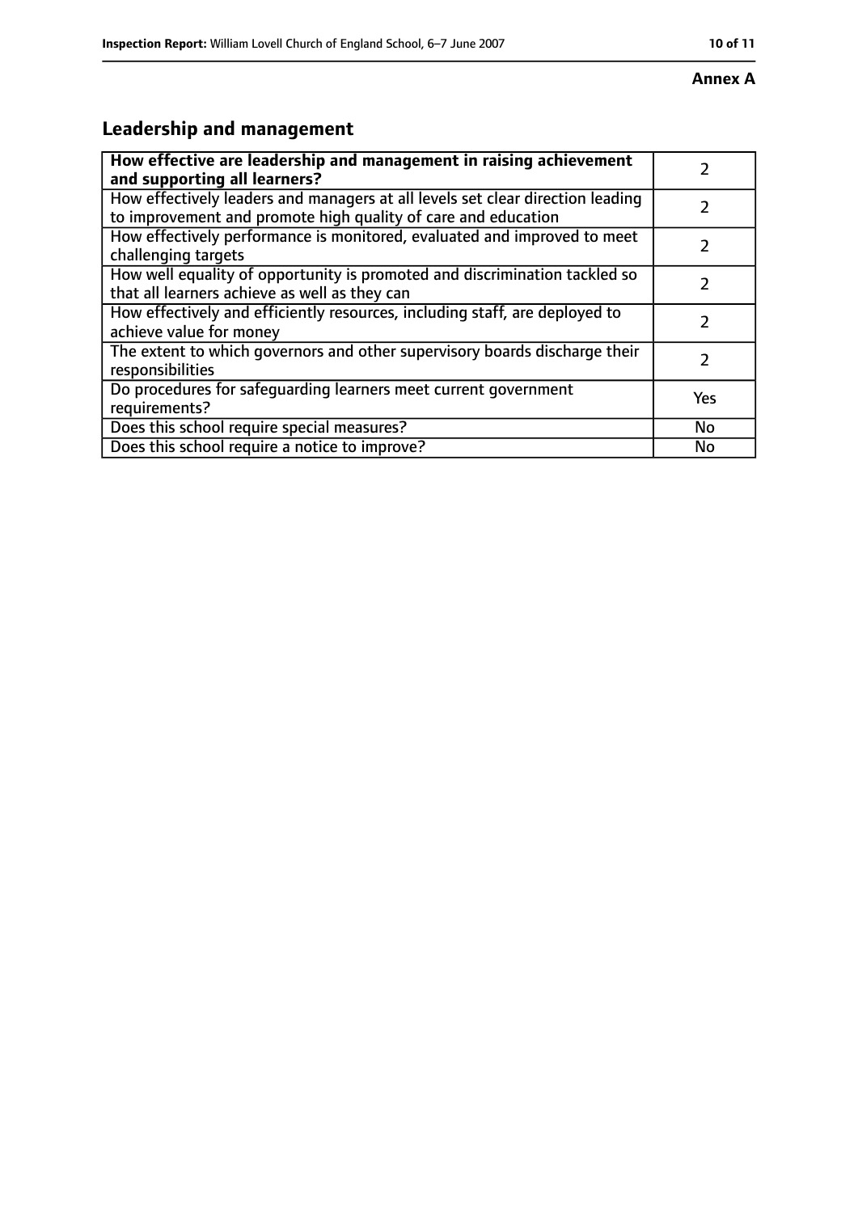**Annex A**

## Leadership and management

| **How effective are leadership and management in raising achievement and supporting all learners?** | 2 |
|---|---|
| How effectively leaders and managers at all levels set clear direction leading to improvement and promote high quality of care and education | 2 |
| How effectively performance is monitored, evaluated and improved to meet challenging targets | 2 |
| How well equality of opportunity is promoted and discrimination tackled so that all learners achieve as well as they can | 2 |
| How effectively and efficiently resources, including staff, are deployed to achieve value for money | 2 |
| The extent to which governors and other supervisory boards discharge their responsibilities | 2 |
| Do procedures for safeguarding learners meet current government requirements? | Yes |
| Does this school require special measures? | No |
| Does this school require a notice to improve? | No |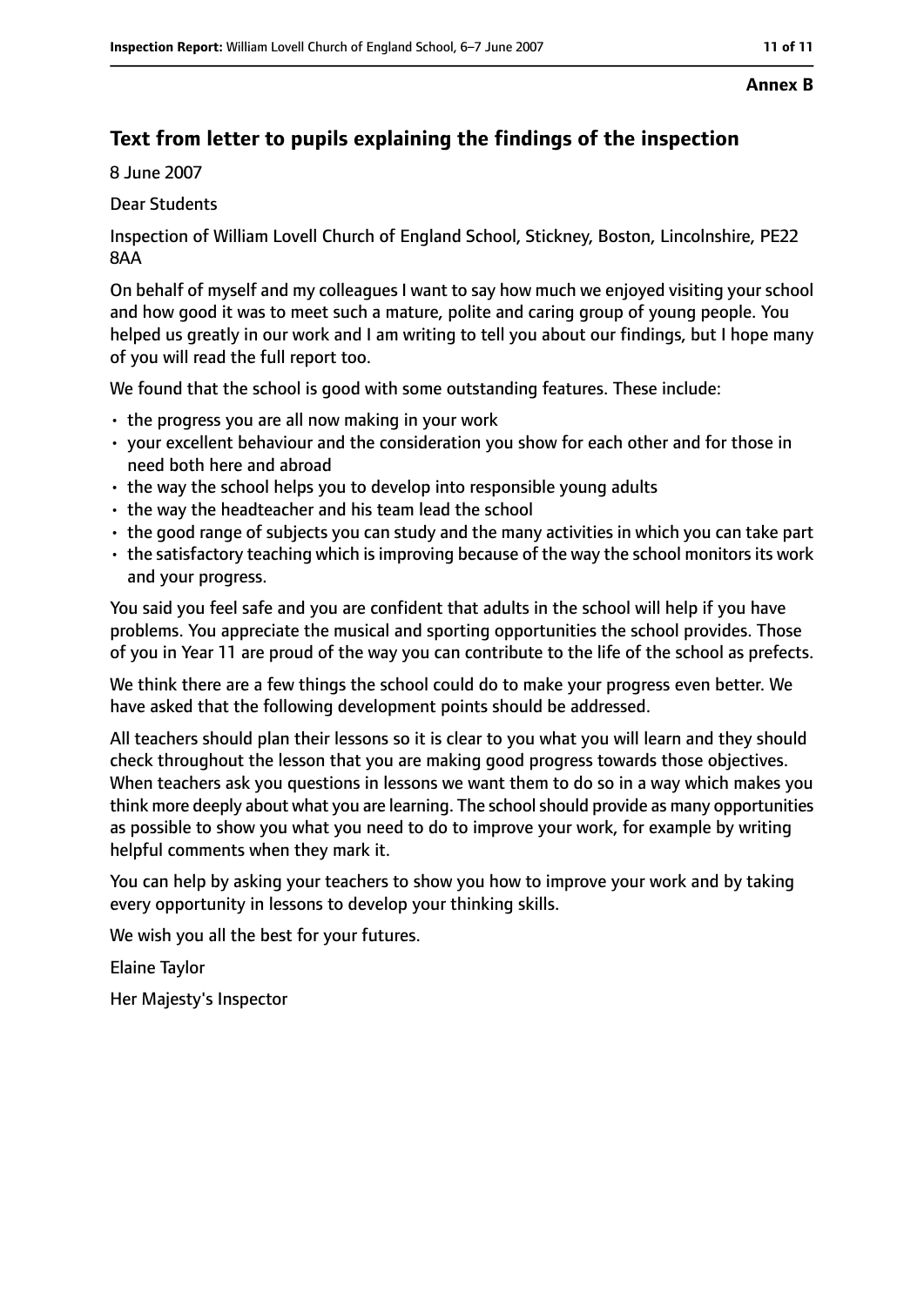**Annex B**

## Text from letter to pupils explaining the findings of the inspection

8 June 2007

Dear Students

Inspection of William Lovell Church of England School, Stickney, Boston, Lincolnshire, PE22 8AA

On behalf of myself and my colleagues I want to say how much we enjoyed visiting your school and how good it was to meet such a mature, polite and caring group of young people. You helped us greatly in our work and I am writing to tell you about our findings, but I hope many of you will read the full report too.

We found that the school is good with some outstanding features. These include:

- the progress you are all now making in your work
- your excellent behaviour and the consideration you show for each other and for those in need both here and abroad
- the way the school helps you to develop into responsible young adults
- the way the headteacher and his team lead the school
- the good range of subjects you can study and the many activities in which you can take part
- the satisfactory teaching which is improving because of the way the school monitors its work and your progress.

You said you feel safe and you are confident that adults in the school will help if you have problems. You appreciate the musical and sporting opportunities the school provides. Those of you in Year 11 are proud of the way you can contribute to the life of the school as prefects.

We think there are a few things the school could do to make your progress even better. We have asked that the following development points should be addressed.

All teachers should plan their lessons so it is clear to you what you will learn and they should check throughout the lesson that you are making good progress towards those objectives. When teachers ask you questions in lessons we want them to do so in a way which makes you think more deeply about what you are learning. The school should provide as many opportunities as possible to show you what you need to do to improve your work, for example by writing helpful comments when they mark it.

You can help by asking your teachers to show you how to improve your work and by taking every opportunity in lessons to develop your thinking skills.

We wish you all the best for your futures.

Elaine Taylor

Her Majesty's Inspector